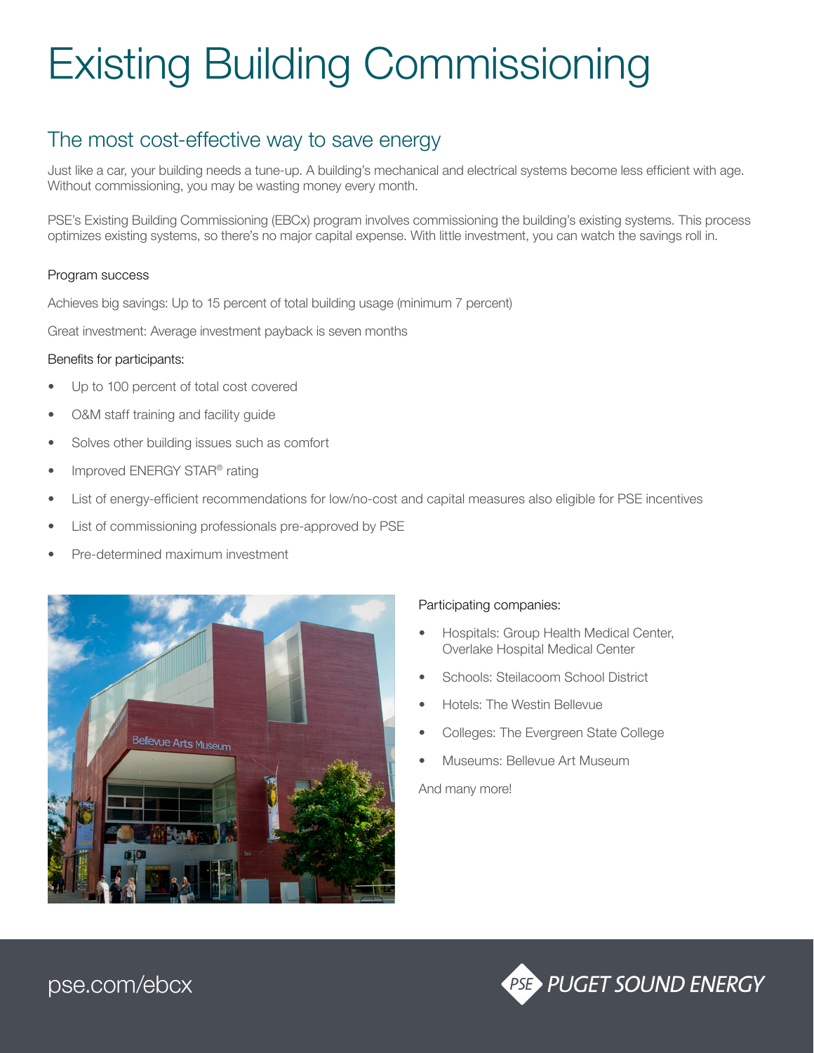# Existing Building Commissioning

## The most cost-effective way to save energy

Just like a car, your building needs a tune-up. A building's mechanical and electrical systems become less efficient with age. Without commissioning, you may be wasting money every month.

PSE's Existing Building Commissioning (EBCx) program involves commissioning the building's existing systems. This process optimizes existing systems, so there's no major capital expense. With little investment, you can watch the savings roll in.

### Program success

Achieves big savings: Up to 15 percent of total building usage (minimum 7 percent)

Great investment: Average investment payback is seven months

### Benefits for participants:

- Up to 100 percent of total cost covered
- O&M staff training and facility guide
- Solves other building issues such as comfort
- Improved ENERGY STAR® rating
- List of energy-efficient recommendations for low/no-cost and capital measures also eligible for PSE incentives
- List of commissioning professionals pre-approved by PSE
- Pre-determined maximum investment

### Participating companies:

- Hospitals: Group Health Medical Center, Overlake Hospital Medical Center
- Schools: Steilacoom School District
- Hotels: The Westin Bellevue
- Colleges: The Evergreen State College
- Museums: Bellevue Art Museum

And many more!

pse.com/ebcx

PUGET SOUND ENERGY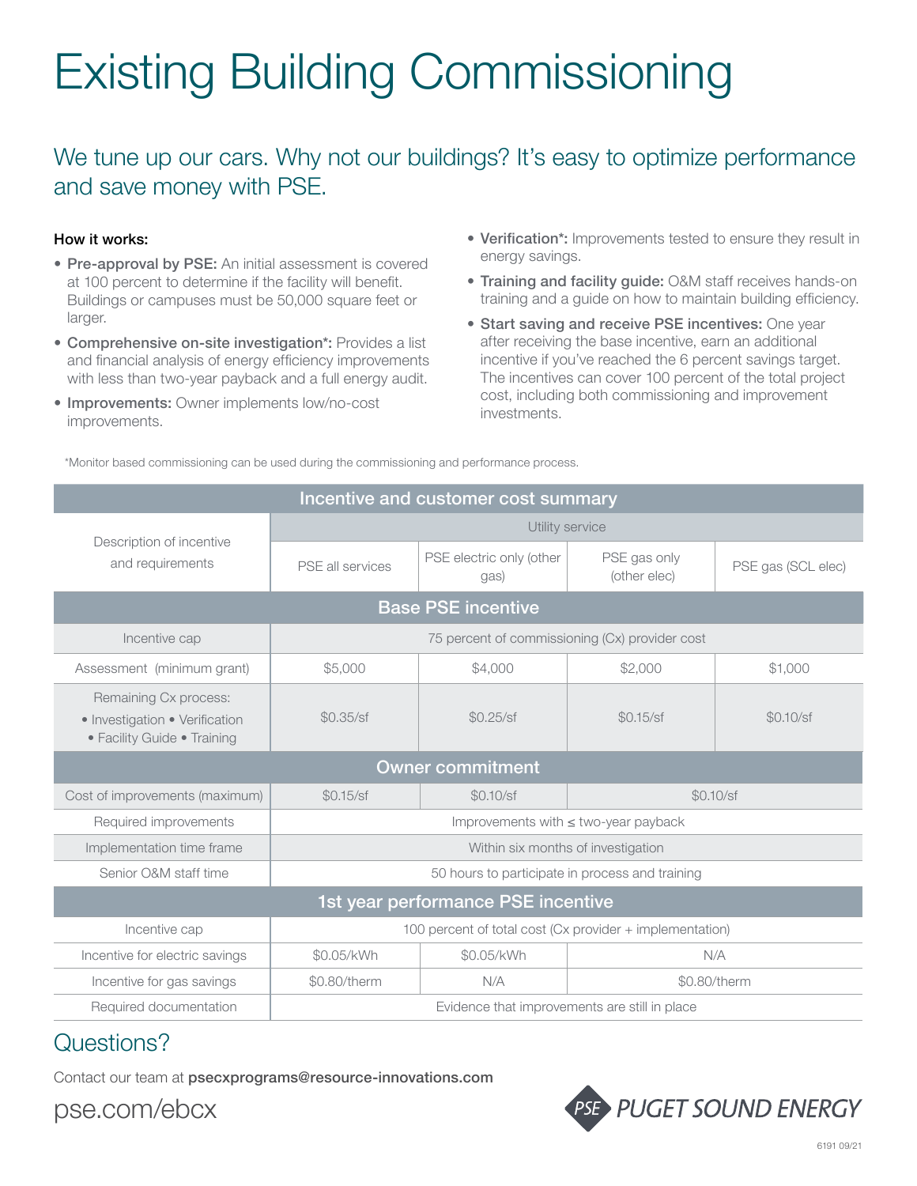# Existing Building Commissioning

## We tune up our cars. Why not our buildings? It's easy to optimize performance and save money with PSE.

**How it works:**

- **Pre-approval by PSE:** An initial assessment is covered at 100 percent to determine if the facility will benefit. Buildings or campuses must be 50,000 square feet or larger.
- **Comprehensive on-site investigation*:** Provides a list and financial analysis of energy efficiency improvements with less than two-year payback and a full energy audit.
- **Improvements:** Owner implements low/no-cost improvements.
- **Verification*:** Improvements tested to ensure they result in energy savings.
- **Training and facility guide:** O&M staff receives hands-on training and a guide on how to maintain building efficiency.
- **Start saving and receive PSE incentives:** One year after receiving the base incentive, earn an additional incentive if you've reached the 6 percent savings target. The incentives can cover 100 percent of the total project cost, including both commissioning and improvement investments.

*Monitor based commissioning can be used during the commissioning and performance process.

| Incentive and customer cost summary | | | | |
|---|---|---|---|---|
| Description of incentive and requirements | Utility service | | | |
| | PSE all services | PSE electric only (other gas) | PSE gas only (other elec) | PSE gas (SCL elec) |
| **Base PSE incentive** | | | | |
| Incentive cap | 75 percent of commissioning (Cx) provider cost | | | |
| Assessment (minimum grant) | $5,000 | $4,000 | $2,000 | $1,000 |
| Remaining Cx process: • Investigation • Verification • Facility Guide • Training | $0.35/sf | $0.25/sf | $0.15/sf | $0.10/sf |
| **Owner commitment** | | | | |
| Cost of improvements (maximum) | $0.15/sf | $0.10/sf | $0.10/sf | |
| Required improvements | Improvements with ≤ two-year payback | | | |
| Implementation time frame | Within six months of investigation | | | |
| Senior O&M staff time | 50 hours to participate in process and training | | | |
| **1st year performance PSE incentive** | | | | |
| Incentive cap | 100 percent of total cost (Cx provider + implementation) | | | |
| Incentive for electric savings | $0.05/kWh | $0.05/kWh | N/A | |
| Incentive for gas savings | $0.80/therm | N/A | $0.80/therm | |
| Required documentation | Evidence that improvements are still in place | | | |

## Questions?

Contact our team at **psecxprograms@resource-innovations.com**

pse.com/ebcx

PSE PUGET SOUND ENERGY

6191 09/21